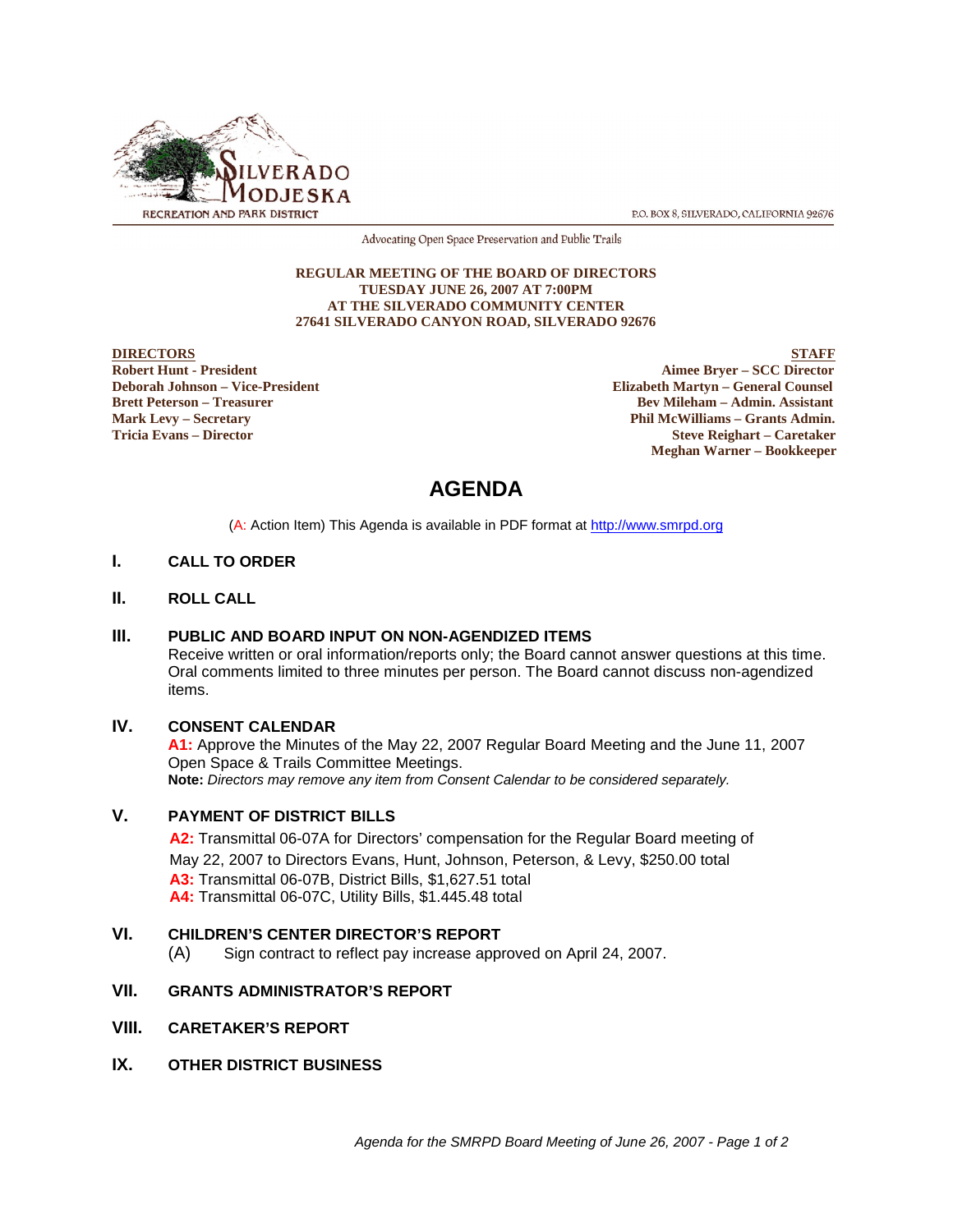SILVERADO MODJESKA
RECREATION AND PARK DISTRICT

P.O. BOX 8, SILVERADO, CALIFORNIA 92676

Advocating Open Space Preservation and Public Trails

**REGULAR MEETING OF THE BOARD OF DIRECTORS**
**TUESDAY JUNE 26, 2007 AT 7:00PM**
**AT THE SILVERADO COMMUNITY CENTER**
**27641 SILVERADO CANYON ROAD, SILVERADO 92676**

**DIRECTORS**
**Robert Hunt - President**
**Deborah Johnson – Vice-President**
**Brett Peterson – Treasurer**
**Mark Levy – Secretary**
**Tricia Evans – Director**

**STAFF**
**Aimee Bryer – SCC Director**
**Elizabeth Martyn – General Counsel**
**Bev Mileham – Admin. Assistant**
**Phil McWilliams – Grants Admin.**
**Steve Reighart – Caretaker**
**Meghan Warner – Bookkeeper**

# AGENDA

(A: Action Item) This Agenda is available in PDF format at http://www.smrpd.org

## I. CALL TO ORDER

## II. ROLL CALL

## III. PUBLIC AND BOARD INPUT ON NON-AGENDIZED ITEMS

Receive written or oral information/reports only; the Board cannot answer questions at this time. Oral comments limited to three minutes per person. The Board cannot discuss non-agendized items.

## IV. CONSENT CALENDAR

**A1:** Approve the Minutes of the May 22, 2007 Regular Board Meeting and the June 11, 2007 Open Space & Trails Committee Meetings.
**Note:** *Directors may remove any item from Consent Calendar to be considered separately.*

## V. PAYMENT OF DISTRICT BILLS

**A2:** Transmittal 06-07A for Directors' compensation for the Regular Board meeting of May 22, 2007 to Directors Evans, Hunt, Johnson, Peterson, & Levy, $250.00 total
**A3:** Transmittal 06-07B, District Bills, $1,627.51 total
**A4:** Transmittal 06-07C, Utility Bills, $1.445.48 total

## VI. CHILDREN'S CENTER DIRECTOR'S REPORT

(A) Sign contract to reflect pay increase approved on April 24, 2007.

## VII. GRANTS ADMINISTRATOR'S REPORT

## VIII. CARETAKER'S REPORT

## IX. OTHER DISTRICT BUSINESS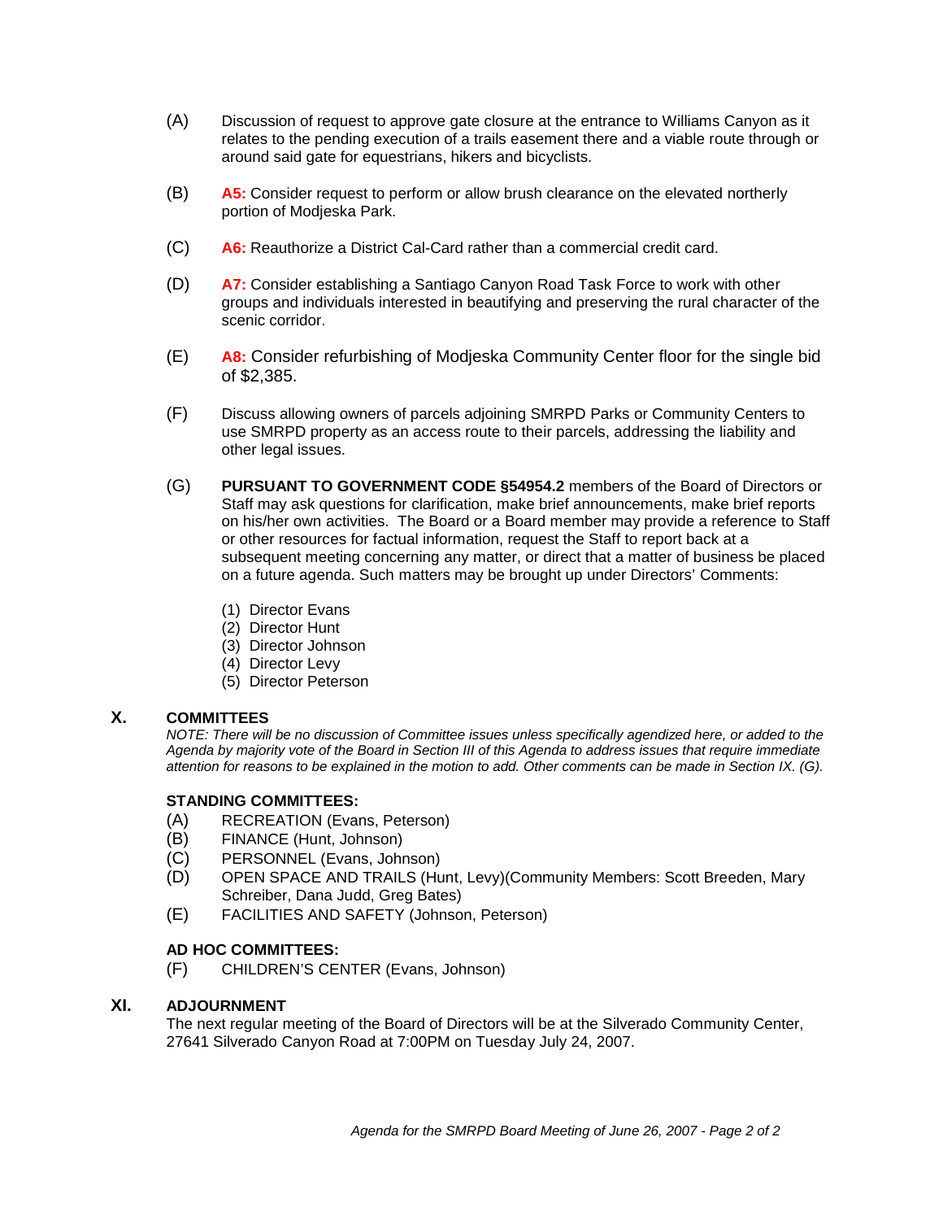(A) Discussion of request to approve gate closure at the entrance to Williams Canyon as it relates to the pending execution of a trails easement there and a viable route through or around said gate for equestrians, hikers and bicyclists.

(B) **A5:** Consider request to perform or allow brush clearance on the elevated northerly portion of Modjeska Park.

(C) **A6:** Reauthorize a District Cal-Card rather than a commercial credit card.

(D) **A7:** Consider establishing a Santiago Canyon Road Task Force to work with other groups and individuals interested in beautifying and preserving the rural character of the scenic corridor.

(E) **A8:** Consider refurbishing of Modjeska Community Center floor for the single bid of $2,385.

(F) Discuss allowing owners of parcels adjoining SMRPD Parks or Community Centers to use SMRPD property as an access route to their parcels, addressing the liability and other legal issues.

(G) **PURSUANT TO GOVERNMENT CODE §54954.2** members of the Board of Directors or Staff may ask questions for clarification, make brief announcements, make brief reports on his/her own activities. The Board or a Board member may provide a reference to Staff or other resources for factual information, request the Staff to report back at a subsequent meeting concerning any matter, or direct that a matter of business be placed on a future agenda. Such matters may be brought up under Directors' Comments:

(1) Director Evans
(2) Director Hunt
(3) Director Johnson
(4) Director Levy
(5) Director Peterson

## X. COMMITTEES

*NOTE: There will be no discussion of Committee issues unless specifically agendized here, or added to the Agenda by majority vote of the Board in Section III of this Agenda to address issues that require immediate attention for reasons to be explained in the motion to add. Other comments can be made in Section IX. (G).*

### STANDING COMMITTEES:

(A) RECREATION (Evans, Peterson)
(B) FINANCE (Hunt, Johnson)
(C) PERSONNEL (Evans, Johnson)
(D) OPEN SPACE AND TRAILS (Hunt, Levy)(Community Members: Scott Breeden, Mary Schreiber, Dana Judd, Greg Bates)
(E) FACILITIES AND SAFETY (Johnson, Peterson)

### AD HOC COMMITTEES:

(F) CHILDREN'S CENTER (Evans, Johnson)

## XI. ADJOURNMENT

The next regular meeting of the Board of Directors will be at the Silverado Community Center, 27641 Silverado Canyon Road at 7:00PM on Tuesday July 24, 2007.